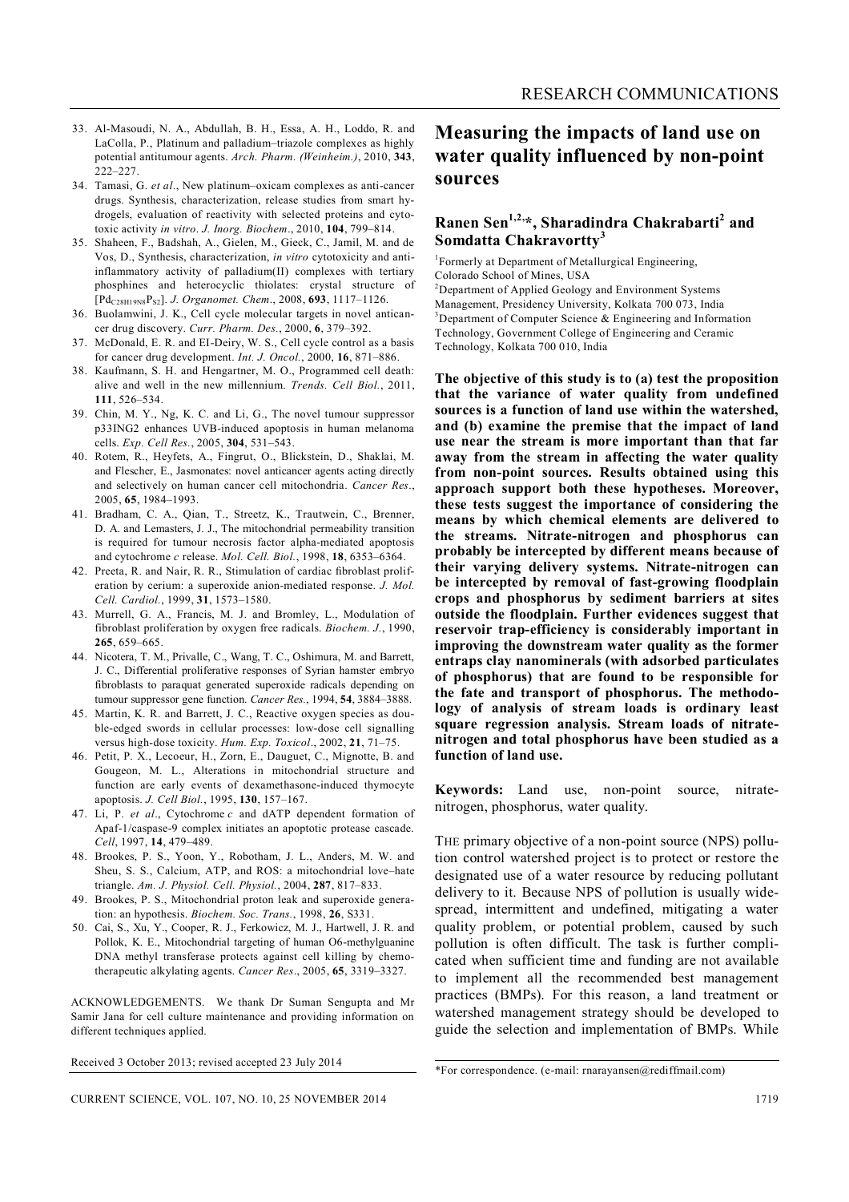33. Al-Masoudi, N. A., Abdullah, B. H., Essa, A. H., Loddo, R. and LaColla, P., Platinum and palladium–triazole complexes as highly potential antitumour agents. *Arch. Pharm. (Weinheim.)*, 2010, **343**, 222–227.
34. Tamasi, G. *et al*., New platinum–oxicam complexes as anti-cancer drugs. Synthesis, characterization, release studies from smart hydrogels, evaluation of reactivity with selected proteins and cytotoxic activity *in vitro*. *J. Inorg. Biochem*., 2010, **104**, 799–814.
35. Shaheen, F., Badshah, A., Gielen, M., Gieck, C., Jamil, M. and de Vos, D., Synthesis, characterization, *in vitro* cytotoxicity and anti-inflammatory activity of palladium(II) complexes with tertiary phosphines and heterocyclic thiolates: crystal structure of $[Pd_{C28H19N8}P_{S2}]$. *J. Organomet. Chem*., 2008, **693**, 1117–1126.
36. Buolamwini, J. K., Cell cycle molecular targets in novel anticancer drug discovery. *Curr. Pharm. Des.*, 2000, **6**, 379–392.
37. McDonald, E. R. and El-Deiry, W. S., Cell cycle control as a basis for cancer drug development. *Int. J. Oncol.*, 2000, **16**, 871–886.
38. Kaufmann, S. H. and Hengartner, M. O., Programmed cell death: alive and well in the new millennium. *Trends. Cell Biol.*, 2011, **111**, 526–534.
39. Chin, M. Y., Ng, K. C. and Li, G., The novel tumour suppressor p33ING2 enhances UVB-induced apoptosis in human melanoma cells. *Exp. Cell Res.*, 2005, **304**, 531–543.
40. Rotem, R., Heyfets, A., Fingrut, O., Blickstein, D., Shaklai, M. and Flescher, E., Jasmonates: novel anticancer agents acting directly and selectively on human cancer cell mitochondria. *Cancer Res*., 2005, **65**, 1984–1993.
41. Bradham, C. A., Qian, T., Streetz, K., Trautwein, C., Brenner, D. A. and Lemasters, J. J., The mitochondrial permeability transition is required for tumour necrosis factor alpha-mediated apoptosis and cytochrome *c* release. *Mol. Cell. Biol.*, 1998, **18**, 6353–6364.
42. Preeta, R. and Nair, R. R., Stimulation of cardiac fibroblast proliferation by cerium: a superoxide anion-mediated response. *J. Mol. Cell. Cardiol.*, 1999, **31**, 1573–1580.
43. Murrell, G. A., Francis, M. J. and Bromley, L., Modulation of fibroblast proliferation by oxygen free radicals. *Biochem. J.*, 1990, **265**, 659–665.
44. Nicotera, T. M., Privalle, C., Wang, T. C., Oshimura, M. and Barrett, J. C., Differential proliferative responses of Syrian hamster embryo fibroblasts to paraquat generated superoxide radicals depending on tumour suppressor gene function. *Cancer Res*., 1994, **54**, 3884–3888.
45. Martin, K. R. and Barrett, J. C., Reactive oxygen species as double-edged swords in cellular processes: low-dose cell signalling versus high-dose toxicity. *Hum. Exp. Toxicol*., 2002, **21**, 71–75.
46. Petit, P. X., Lecoeur, H., Zorn, E., Dauguet, C., Mignotte, B. and Gougeon, M. L., Alterations in mitochondrial structure and function are early events of dexamethasone-induced thymocyte apoptosis. *J. Cell Biol.*, 1995, **130**, 157–167.
47. Li, P. *et al*., Cytochrome *c* and dATP dependent formation of Apaf-1/caspase-9 complex initiates an apoptotic protease cascade. *Cell*, 1997, **14**, 479–489.
48. Brookes, P. S., Yoon, Y., Robotham, J. L., Anders, M. W. and Sheu, S. S., Calcium, ATP, and ROS: a mitochondrial love–hate triangle. *Am. J. Physiol. Cell. Physiol.*, 2004, **287**, 817–833.
49. Brookes, P. S., Mitochondrial proton leak and superoxide generation: an hypothesis. *Biochem. Soc. Trans.*, 1998, **26**, S331.
50. Cai, S., Xu, Y., Cooper, R. J., Ferkowicz, M. J., Hartwell, J. R. and Pollok, K. E., Mitochondrial targeting of human O6-methylguanine DNA methyl transferase protects against cell killing by chemotherapeutic alkylating agents. *Cancer Res*., 2005, **65**, 3319–3327.

ACKNOWLEDGEMENTS. We thank Dr Suman Sengupta and Mr Samir Jana for cell culture maintenance and providing information on different techniques applied.

Received 3 October 2013; revised accepted 23 July 2014

# Measuring the impacts of land use on water quality influenced by non-point sources

**Ranen Sen[1,2,*], Sharadindra Chakrabarti[2] and Somdatta Chakravortty[3]**

[1]Formerly at Department of Metallurgical Engineering, Colorado School of Mines, USA
[2]Department of Applied Geology and Environment Systems Management, Presidency University, Kolkata 700 073, India
[3]Department of Computer Science & Engineering and Information Technology, Government College of Engineering and Ceramic Technology, Kolkata 700 010, India

**The objective of this study is to (a) test the proposition that the variance of water quality from undefined sources is a function of land use within the watershed, and (b) examine the premise that the impact of land use near the stream is more important than that far away from the stream in affecting the water quality from non-point sources. Results obtained using this approach support both these hypotheses. Moreover, these tests suggest the importance of considering the means by which chemical elements are delivered to the streams. Nitrate-nitrogen and phosphorus can probably be intercepted by different means because of their varying delivery systems. Nitrate-nitrogen can be intercepted by removal of fast-growing floodplain crops and phosphorus by sediment barriers at sites outside the floodplain. Further evidences suggest that reservoir trap-efficiency is considerably important in improving the downstream water quality as the former entraps clay nanominerals (with adsorbed particulates of phosphorus) that are found to be responsible for the fate and transport of phosphorus. The methodology of analysis of stream loads is ordinary least square regression analysis. Stream loads of nitrate-nitrogen and total phosphorus have been studied as a function of land use.**

**Keywords:** Land use, non-point source, nitrate-nitrogen, phosphorus, water quality.

THE primary objective of a non-point source (NPS) pollution control watershed project is to protect or restore the designated use of a water resource by reducing pollutant delivery to it. Because NPS of pollution is usually widespread, intermittent and undefined, mitigating a water quality problem, or potential problem, caused by such pollution is often difficult. The task is further complicated when sufficient time and funding are not available to implement all the recommended best management practices (BMPs). For this reason, a land treatment or watershed management strategy should be developed to guide the selection and implementation of BMPs. While

*For correspondence. (e-mail: rnarayansen@rediffmail.com)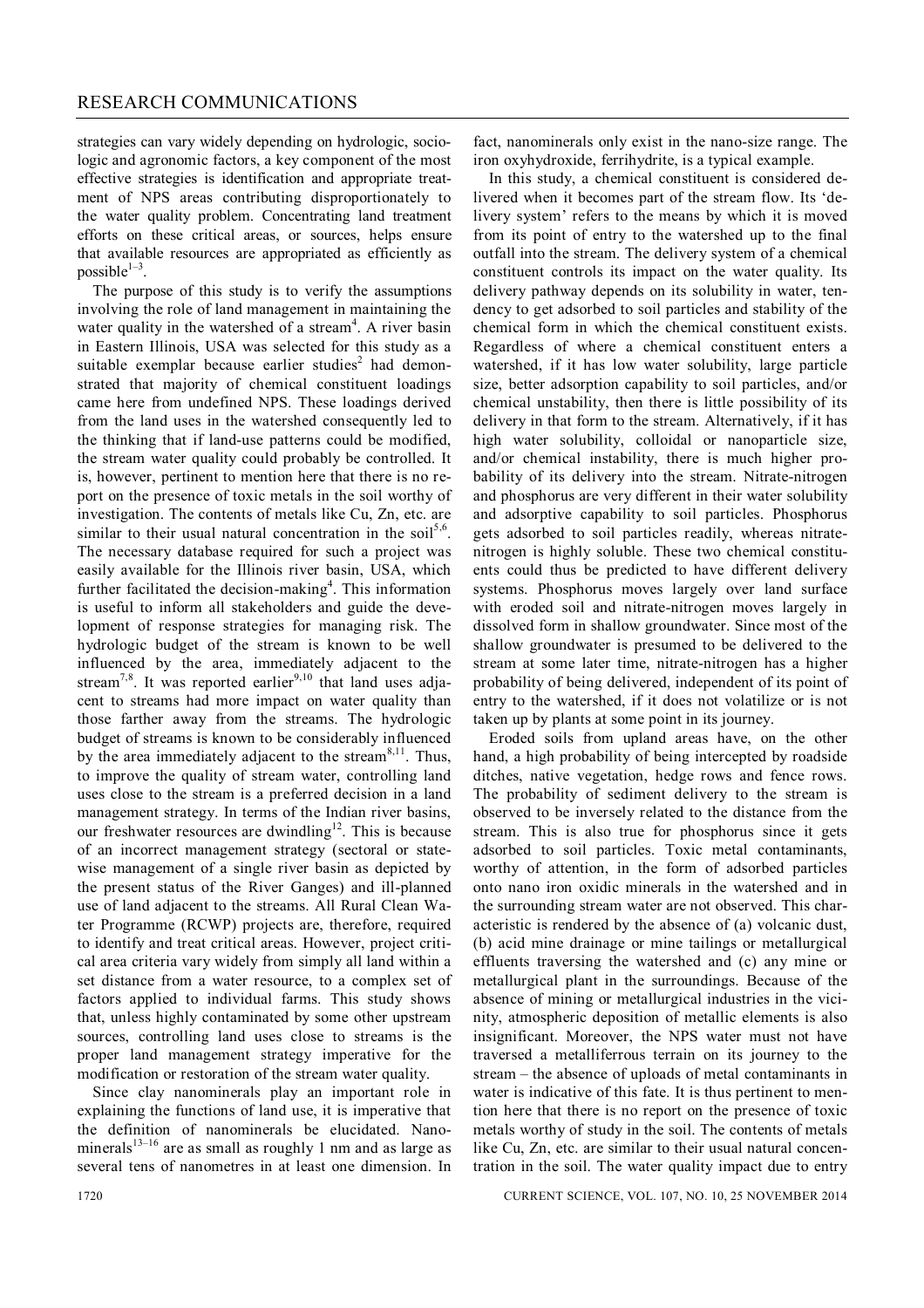strategies can vary widely depending on hydrologic, sociologic and agronomic factors, a key component of the most effective strategies is identification and appropriate treatment of NPS areas contributing disproportionately to the water quality problem. Concentrating land treatment efforts on these critical areas, or sources, helps ensure that available resources are appropriated as efficiently as possible[1–3].

The purpose of this study is to verify the assumptions involving the role of land management in maintaining the water quality in the watershed of a stream[4]. A river basin in Eastern Illinois, USA was selected for this study as a suitable exemplar because earlier studies[2] had demonstrated that majority of chemical constituent loadings came here from undefined NPS. These loadings derived from the land uses in the watershed consequently led to the thinking that if land-use patterns could be modified, the stream water quality could probably be controlled. It is, however, pertinent to mention here that there is no report on the presence of toxic metals in the soil worthy of investigation. The contents of metals like Cu, Zn, etc. are similar to their usual natural concentration in the soil[5,6]. The necessary database required for such a project was easily available for the Illinois river basin, USA, which further facilitated the decision-making[4]. This information is useful to inform all stakeholders and guide the development of response strategies for managing risk. The hydrologic budget of the stream is known to be well influenced by the area, immediately adjacent to the stream[7,8]. It was reported earlier[9,10] that land uses adjacent to streams had more impact on water quality than those farther away from the streams. The hydrologic budget of streams is known to be considerably influenced by the area immediately adjacent to the stream[8,11]. Thus, to improve the quality of stream water, controlling land uses close to the stream is a preferred decision in a land management strategy. In terms of the Indian river basins, our freshwater resources are dwindling[12]. This is because of an incorrect management strategy (sectoral or state-wise management of a single river basin as depicted by the present status of the River Ganges) and ill-planned use of land adjacent to the streams. All Rural Clean Water Programme (RCWP) projects are, therefore, required to identify and treat critical areas. However, project critical area criteria vary widely from simply all land within a set distance from a water resource, to a complex set of factors applied to individual farms. This study shows that, unless highly contaminated by some other upstream sources, controlling land uses close to streams is the proper land management strategy imperative for the modification or restoration of the stream water quality.

Since clay nanominerals play an important role in explaining the functions of land use, it is imperative that the definition of nanominerals be elucidated. Nanominerals[13–16] are as small as roughly 1 nm and as large as several tens of nanometres in at least one dimension. In fact, nanominerals only exist in the nano-size range. The iron oxyhydroxide, ferrihydrite, is a typical example.

In this study, a chemical constituent is considered delivered when it becomes part of the stream flow. Its 'delivery system' refers to the means by which it is moved from its point of entry to the watershed up to the final outfall into the stream. The delivery system of a chemical constituent controls its impact on the water quality. Its delivery pathway depends on its solubility in water, tendency to get adsorbed to soil particles and stability of the chemical form in which the chemical constituent exists. Regardless of where a chemical constituent enters a watershed, if it has low water solubility, large particle size, better adsorption capability to soil particles, and/or chemical unstability, then there is little possibility of its delivery in that form to the stream. Alternatively, if it has high water solubility, colloidal or nanoparticle size, and/or chemical instability, there is much higher probability of its delivery into the stream. Nitrate-nitrogen and phosphorus are very different in their water solubility and adsorptive capability to soil particles. Phosphorus gets adsorbed to soil particles readily, whereas nitrate-nitrogen is highly soluble. These two chemical constituents could thus be predicted to have different delivery systems. Phosphorus moves largely over land surface with eroded soil and nitrate-nitrogen moves largely in dissolved form in shallow groundwater. Since most of the shallow groundwater is presumed to be delivered to the stream at some later time, nitrate-nitrogen has a higher probability of being delivered, independent of its point of entry to the watershed, if it does not volatilize or is not taken up by plants at some point in its journey.

Eroded soils from upland areas have, on the other hand, a high probability of being intercepted by roadside ditches, native vegetation, hedge rows and fence rows. The probability of sediment delivery to the stream is observed to be inversely related to the distance from the stream. This is also true for phosphorus since it gets adsorbed to soil particles. Toxic metal contaminants, worthy of attention, in the form of adsorbed particles onto nano iron oxidic minerals in the watershed and in the surrounding stream water are not observed. This characteristic is rendered by the absence of (a) volcanic dust, (b) acid mine drainage or mine tailings or metallurgical effluents traversing the watershed and (c) any mine or metallurgical plant in the surroundings. Because of the absence of mining or metallurgical industries in the vicinity, atmospheric deposition of metallic elements is also insignificant. Moreover, the NPS water must not have traversed a metalliferrous terrain on its journey to the stream – the absence of uploads of metal contaminants in water is indicative of this fate. It is thus pertinent to mention here that there is no report on the presence of toxic metals worthy of study in the soil. The contents of metals like Cu, Zn, etc. are similar to their usual natural concentration in the soil. The water quality impact due to entry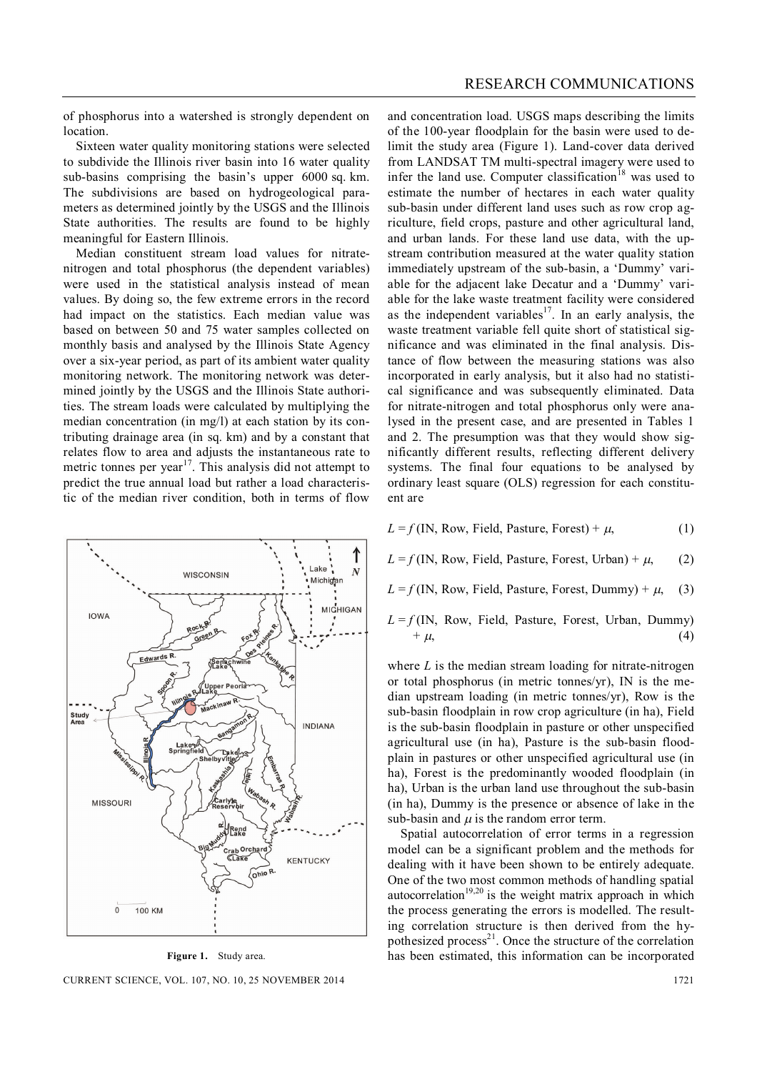of phosphorus into a watershed is strongly dependent on location.

Sixteen water quality monitoring stations were selected to subdivide the Illinois river basin into 16 water quality sub-basins comprising the basin's upper 6000 sq. km. The subdivisions are based on hydrogeological parameters as determined jointly by the USGS and the Illinois State authorities. The results are found to be highly meaningful for Eastern Illinois.

Median constituent stream load values for nitrate-nitrogen and total phosphorus (the dependent variables) were used in the statistical analysis instead of mean values. By doing so, the few extreme errors in the record had impact on the statistics. Each median value was based on between 50 and 75 water samples collected on monthly basis and analysed by the Illinois State Agency over a six-year period, as part of its ambient water quality monitoring network. The monitoring network was determined jointly by the USGS and the Illinois State authorities. The stream loads were calculated by multiplying the median concentration (in mg/l) at each station by its contributing drainage area (in sq. km) and by a constant that relates flow to area and adjusts the instantaneous rate to metric tonnes per year[17]. This analysis did not attempt to predict the true annual load but rather a load characteristic of the median river condition, both in terms of flow and concentration load. USGS maps describing the limits of the 100-year floodplain for the basin were used to delimit the study area (Figure 1). Land-cover data derived from LANDSAT TM multi-spectral imagery were used to infer the land use. Computer classification[18] was used to estimate the number of hectares in each water quality sub-basin under different land uses such as row crop agriculture, field crops, pasture and other agricultural land, and urban lands. For these land use data, with the upstream contribution measured at the water quality station immediately upstream of the sub-basin, a 'Dummy' variable for the adjacent lake Decatur and a 'Dummy' variable for the lake waste treatment facility were considered as the independent variables[17]. In an early analysis, the waste treatment variable fell quite short of statistical significance and was eliminated in the final analysis. Distance of flow between the measuring stations was also incorporated in early analysis, but it also had no statistical significance and was subsequently eliminated. Data for nitrate-nitrogen and total phosphorus only were analysed in the present case, and are presented in Tables 1 and 2. The presumption was that they would show significantly different results, reflecting different delivery systems. The final four equations to be analysed by ordinary least square (OLS) regression for each constituent are

$$L = f\,(\text{IN, Row, Field, Pasture, Forest}) + \mu, \tag{1}$$

$$L = f\,(\text{IN, Row, Field, Pasture, Forest, Urban}) + \mu, \tag{2}$$

$$L = f\,(\text{IN, Row, Field, Pasture, Forest, Dummy}) + \mu, \tag{3}$$

$$L = f\,(\text{IN, Row, Field, Pasture, Forest, Urban, Dummy}) + \mu, \tag{4}$$

where $L$ is the median stream loading for nitrate-nitrogen or total phosphorus (in metric tonnes/yr), IN is the median upstream loading (in metric tonnes/yr), Row is the sub-basin floodplain in row crop agriculture (in ha), Field is the sub-basin floodplain in pasture or other unspecified agricultural use (in ha), Pasture is the sub-basin floodplain in pastures or other unspecified agricultural use (in ha), Forest is the predominantly wooded floodplain (in ha), Urban is the urban land use throughout the sub-basin (in ha), Dummy is the presence or absence of lake in the sub-basin and $\mu$ is the random error term.

Spatial autocorrelation of error terms in a regression model can be a significant problem and the methods for dealing with it have been shown to be entirely adequate. One of the two most common methods of handling spatial autocorrelation[19,20] is the weight matrix approach in which the process generating the errors is modelled. The resulting correlation structure is then derived from the hypothesized process[21]. Once the structure of the correlation has been estimated, this information can be incorporated

**Figure 1.** Study area.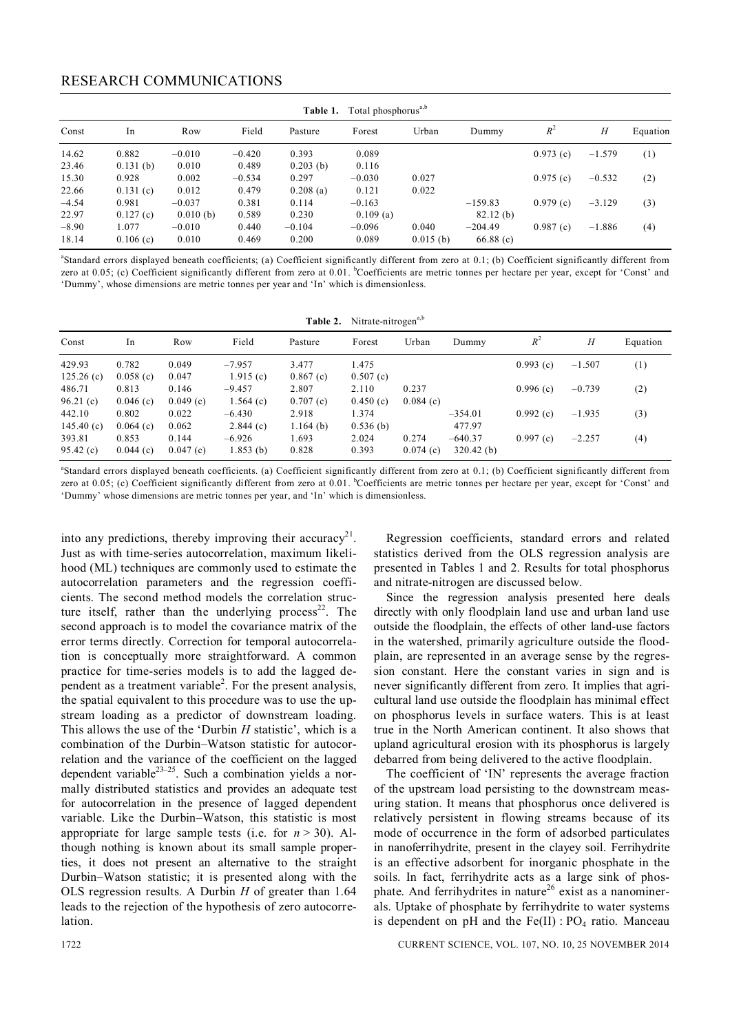**Table 1.** Total phosphorus[a,b]

| Const | In | Row | Field | Pasture | Forest | Urban | Dummy | $R^2$ | $H$ | Equation |
|---|---|---|---|---|---|---|---|---|---|---|
| 14.62 | 0.882 | −0.010 | −0.420 | 0.393 | 0.089 | | | 0.973 (c) | −1.579 | (1) |
| 23.46 | 0.131 (b) | 0.010 | 0.489 | 0.203 (b) | 0.116 | | | | | |
| 15.30 | 0.928 | 0.002 | −0.534 | 0.297 | −0.030 | 0.027 | | 0.975 (c) | −0.532 | (2) |
| 22.66 | 0.131 (c) | 0.012 | 0.479 | 0.208 (a) | 0.121 | 0.022 | | | | |
| −4.54 | 0.981 | −0.037 | 0.381 | 0.114 | −0.163 | | −159.83 | 0.979 (c) | −3.129 | (3) |
| 22.97 | 0.127 (c) | 0.010 (b) | 0.589 | 0.230 | 0.109 (a) | | 82.12 (b) | | | |
| −8.90 | 1.077 | −0.010 | 0.440 | −0.104 | −0.096 | 0.040 | −204.49 | 0.987 (c) | −1.886 | (4) |
| 18.14 | 0.106 (c) | 0.010 | 0.469 | 0.200 | 0.089 | 0.015 (b) | 66.88 (c) | | | |

[a]Standard errors displayed beneath coefficients; (a) Coefficient significantly different from zero at 0.1; (b) Coefficient significantly different from zero at 0.05; (c) Coefficient significantly different from zero at 0.01. [b]Coefficients are metric tonnes per hectare per year, except for 'Const' and 'Dummy', whose dimensions are metric tonnes per year and 'In' which is dimensionless.

**Table 2.** Nitrate-nitrogen[a,b]

| Const | In | Row | Field | Pasture | Forest | Urban | Dummy | $R^2$ | $H$ | Equation |
|---|---|---|---|---|---|---|---|---|---|---|
| 429.93 | 0.782 | 0.049 | −7.957 | 3.477 | 1.475 | | | 0.993 (c) | −1.507 | (1) |
| 125.26 (c) | 0.058 (c) | 0.047 | 1.915 (c) | 0.867 (c) | 0.507 (c) | | | | | |
| 486.71 | 0.813 | 0.146 | −9.457 | 2.807 | 2.110 | 0.237 | | 0.996 (c) | −0.739 | (2) |
| 96.21 (c) | 0.046 (c) | 0.049 (c) | 1.564 (c) | 0.707 (c) | 0.450 (c) | 0.084 (c) | | | | |
| 442.10 | 0.802 | 0.022 | −6.430 | 2.918 | 1.374 | | −354.01 | 0.992 (c) | −1.935 | (3) |
| 145.40 (c) | 0.064 (c) | 0.062 | 2.844 (c) | 1.164 (b) | 0.536 (b) | | 477.97 | | | |
| 393.81 | 0.853 | 0.144 | −6.926 | 1.693 | 2.024 | 0.274 | −640.37 | 0.997 (c) | −2.257 | (4) |
| 95.42 (c) | 0.044 (c) | 0.047 (c) | 1.853 (b) | 0.828 | 0.393 | 0.074 (c) | 320.42 (b) | | | |

[a]Standard errors displayed beneath coefficients. (a) Coefficient significantly different from zero at 0.1; (b) Coefficient significantly different from zero at 0.05; (c) Coefficient significantly different from zero at 0.01. [b]Coefficients are metric tonnes per hectare per year, except for 'Const' and 'Dummy' whose dimensions are metric tonnes per year, and 'In' which is dimensionless.

into any predictions, thereby improving their accuracy[21]. Just as with time-series autocorrelation, maximum likelihood (ML) techniques are commonly used to estimate the autocorrelation parameters and the regression coefficients. The second method models the correlation structure itself, rather than the underlying process[22]. The second approach is to model the covariance matrix of the error terms directly. Correction for temporal autocorrelation is conceptually more straightforward. A common practice for time-series models is to add the lagged dependent as a treatment variable[2]. For the present analysis, the spatial equivalent to this procedure was to use the upstream loading as a predictor of downstream loading. This allows the use of the 'Durbin $H$ statistic', which is a combination of the Durbin–Watson statistic for autocorrelation and the variance of the coefficient on the lagged dependent variable[23–25]. Such a combination yields a normally distributed statistics and provides an adequate test for autocorrelation in the presence of lagged dependent variable. Like the Durbin–Watson, this statistic is most appropriate for large sample tests (i.e. for $n > 30$). Although nothing is known about its small sample properties, it does not present an alternative to the straight Durbin–Watson statistic; it is presented along with the OLS regression results. A Durbin $H$ of greater than 1.64 leads to the rejection of the hypothesis of zero autocorrelation.

Regression coefficients, standard errors and related statistics derived from the OLS regression analysis are presented in Tables 1 and 2. Results for total phosphorus and nitrate-nitrogen are discussed below.

Since the regression analysis presented here deals directly with only floodplain land use and urban land use outside the floodplain, the effects of other land-use factors in the watershed, primarily agriculture outside the floodplain, are represented in an average sense by the regression constant. Here the constant varies in sign and is never significantly different from zero. It implies that agricultural land use outside the floodplain has minimal effect on phosphorus levels in surface waters. This is at least true in the North American continent. It also shows that upland agricultural erosion with its phosphorus is largely debarred from being delivered to the active floodplain.

The coefficient of 'IN' represents the average fraction of the upstream load persisting to the downstream measuring station. It means that phosphorus once delivered is relatively persistent in flowing streams because of its mode of occurrence in the form of adsorbed particulates in nanoferrihydrite, present in the clayey soil. Ferrihydrite is an effective adsorbent for inorganic phosphate in the soils. In fact, ferrihydrite acts as a large sink of phosphate. And ferrihydrites in nature[26] exist as a nanominerals. Uptake of phosphate by ferrihydrite to water systems is dependent on pH and the $Fe(II) : PO_4$ ratio. Manceau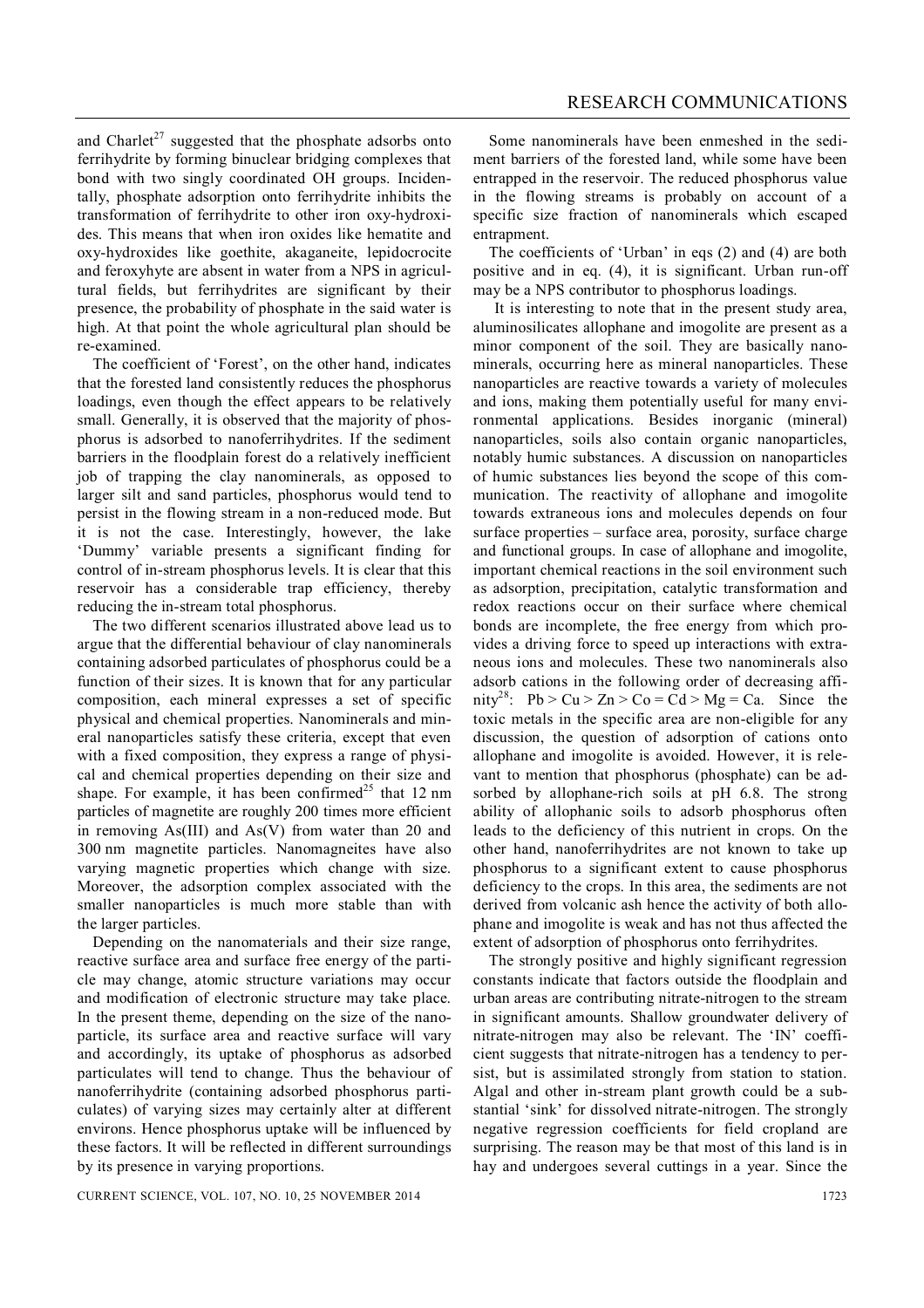and Charlet[27] suggested that the phosphate adsorbs onto ferrihydrite by forming binuclear bridging complexes that bond with two singly coordinated OH groups. Incidentally, phosphate adsorption onto ferrihydrite inhibits the transformation of ferrihydrite to other iron oxy-hydroxides. This means that when iron oxides like hematite and oxy-hydroxides like goethite, akaganeite, lepidocrocite and feroxyhyte are absent in water from a NPS in agricultural fields, but ferrihydrites are significant by their presence, the probability of phosphate in the said water is high. At that point the whole agricultural plan should be re-examined.

The coefficient of 'Forest', on the other hand, indicates that the forested land consistently reduces the phosphorus loadings, even though the effect appears to be relatively small. Generally, it is observed that the majority of phosphorus is adsorbed to nanoferrihydrites. If the sediment barriers in the floodplain forest do a relatively inefficient job of trapping the clay nanominerals, as opposed to larger silt and sand particles, phosphorus would tend to persist in the flowing stream in a non-reduced mode. But it is not the case. Interestingly, however, the lake 'Dummy' variable presents a significant finding for control of in-stream phosphorus levels. It is clear that this reservoir has a considerable trap efficiency, thereby reducing the in-stream total phosphorus.

The two different scenarios illustrated above lead us to argue that the differential behaviour of clay nanominerals containing adsorbed particulates of phosphorus could be a function of their sizes. It is known that for any particular composition, each mineral expresses a set of specific physical and chemical properties. Nanominerals and mineral nanoparticles satisfy these criteria, except that even with a fixed composition, they express a range of physical and chemical properties depending on their size and shape. For example, it has been confirmed[25] that 12 nm particles of magnetite are roughly 200 times more efficient in removing As(III) and As(V) from water than 20 and 300 nm magnetite particles. Nanomagneites have also varying magnetic properties which change with size. Moreover, the adsorption complex associated with the smaller nanoparticles is much more stable than with the larger particles.

Depending on the nanomaterials and their size range, reactive surface area and surface free energy of the particle may change, atomic structure variations may occur and modification of electronic structure may take place. In the present theme, depending on the size of the nanoparticle, its surface area and reactive surface will vary and accordingly, its uptake of phosphorus as adsorbed particulates will tend to change. Thus the behaviour of nanoferrihydrite (containing adsorbed phosphorus particulates) of varying sizes may certainly alter at different environs. Hence phosphorus uptake will be influenced by these factors. It will be reflected in different surroundings by its presence in varying proportions.

Some nanominerals have been enmeshed in the sediment barriers of the forested land, while some have been entrapped in the reservoir. The reduced phosphorus value in the flowing streams is probably on account of a specific size fraction of nanominerals which escaped entrapment.

The coefficients of 'Urban' in eqs (2) and (4) are both positive and in eq. (4), it is significant. Urban run-off may be a NPS contributor to phosphorus loadings.

It is interesting to note that in the present study area, aluminosilicates allophane and imogolite are present as a minor component of the soil. They are basically nanominerals, occurring here as mineral nanoparticles. These nanoparticles are reactive towards a variety of molecules and ions, making them potentially useful for many environmental applications. Besides inorganic (mineral) nanoparticles, soils also contain organic nanoparticles, notably humic substances. A discussion on nanoparticles of humic substances lies beyond the scope of this communication. The reactivity of allophane and imogolite towards extraneous ions and molecules depends on four surface properties – surface area, porosity, surface charge and functional groups. In case of allophane and imogolite, important chemical reactions in the soil environment such as adsorption, precipitation, catalytic transformation and redox reactions occur on their surface where chemical bonds are incomplete, the free energy from which provides a driving force to speed up interactions with extraneous ions and molecules. These two nanominerals also adsorb cations in the following order of decreasing affinity[28]: Pb > Cu > Zn > Co = Cd > Mg = Ca. Since the toxic metals in the specific area are non-eligible for any discussion, the question of adsorption of cations onto allophane and imogolite is avoided. However, it is relevant to mention that phosphorus (phosphate) can be adsorbed by allophane-rich soils at pH 6.8. The strong ability of allophanic soils to adsorb phosphorus often leads to the deficiency of this nutrient in crops. On the other hand, nanoferrihydrites are not known to take up phosphorus to a significant extent to cause phosphorus deficiency to the crops. In this area, the sediments are not derived from volcanic ash hence the activity of both allophane and imogolite is weak and has not thus affected the extent of adsorption of phosphorus onto ferrihydrites.

The strongly positive and highly significant regression constants indicate that factors outside the floodplain and urban areas are contributing nitrate-nitrogen to the stream in significant amounts. Shallow groundwater delivery of nitrate-nitrogen may also be relevant. The 'IN' coefficient suggests that nitrate-nitrogen has a tendency to persist, but is assimilated strongly from station to station. Algal and other in-stream plant growth could be a substantial 'sink' for dissolved nitrate-nitrogen. The strongly negative regression coefficients for field cropland are surprising. The reason may be that most of this land is in hay and undergoes several cuttings in a year. Since the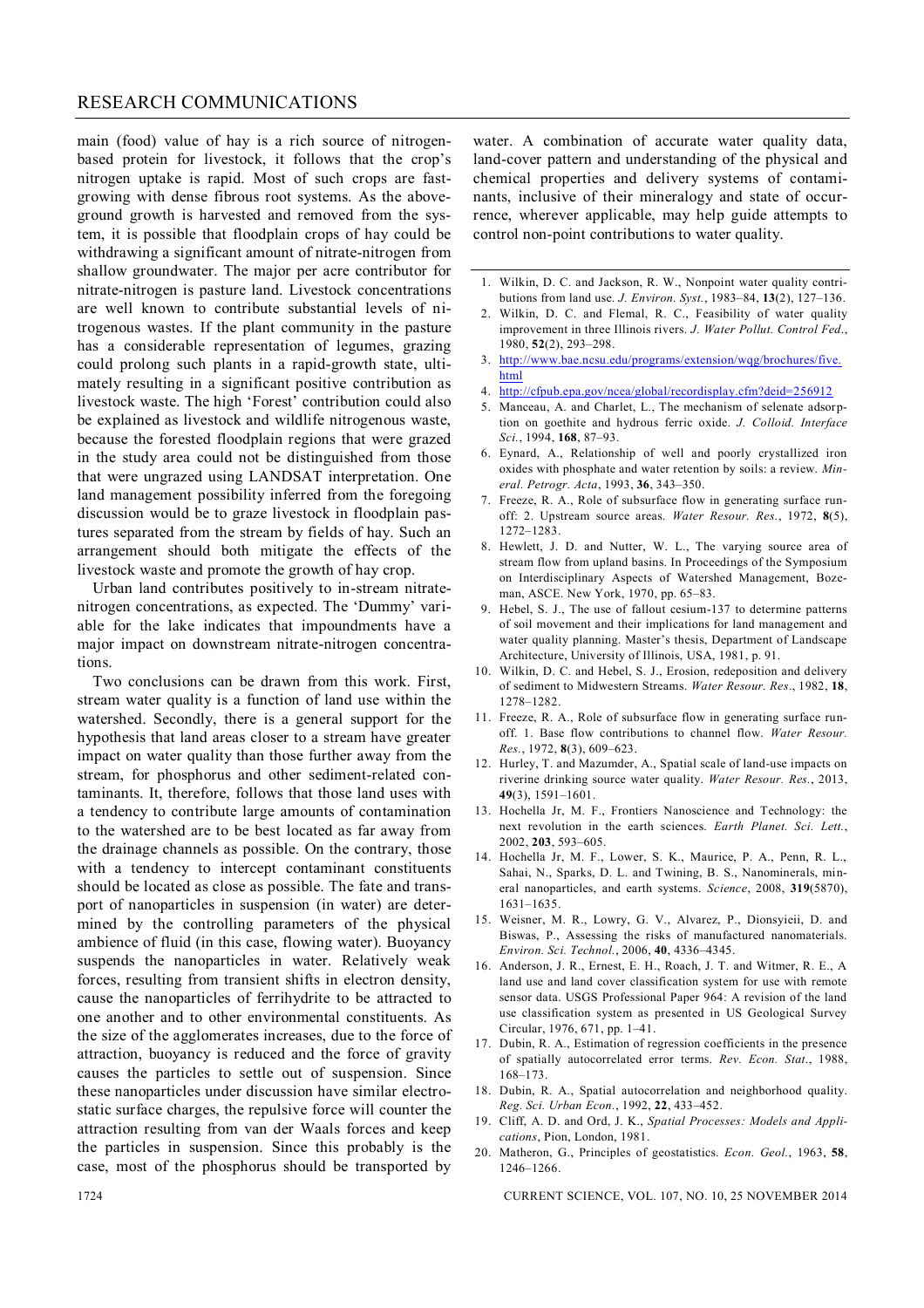main (food) value of hay is a rich source of nitrogen-based protein for livestock, it follows that the crop's nitrogen uptake is rapid. Most of such crops are fast-growing with dense fibrous root systems. As the above-ground growth is harvested and removed from the system, it is possible that floodplain crops of hay could be withdrawing a significant amount of nitrate-nitrogen from shallow groundwater. The major per acre contributor for nitrate-nitrogen is pasture land. Livestock concentrations are well known to contribute substantial levels of nitrogenous wastes. If the plant community in the pasture has a considerable representation of legumes, grazing could prolong such plants in a rapid-growth state, ultimately resulting in a significant positive contribution as livestock waste. The high 'Forest' contribution could also be explained as livestock and wildlife nitrogenous waste, because the forested floodplain regions that were grazed in the study area could not be distinguished from those that were ungrazed using LANDSAT interpretation. One land management possibility inferred from the foregoing discussion would be to graze livestock in floodplain pastures separated from the stream by fields of hay. Such an arrangement should both mitigate the effects of the livestock waste and promote the growth of hay crop.

Urban land contributes positively to in-stream nitrate-nitrogen concentrations, as expected. The 'Dummy' variable for the lake indicates that impoundments have a major impact on downstream nitrate-nitrogen concentrations.

Two conclusions can be drawn from this work. First, stream water quality is a function of land use within the watershed. Secondly, there is a general support for the hypothesis that land areas closer to a stream have greater impact on water quality than those further away from the stream, for phosphorus and other sediment-related contaminants. It, therefore, follows that those land uses with a tendency to contribute large amounts of contamination to the watershed are to be best located as far away from the drainage channels as possible. On the contrary, those with a tendency to intercept contaminant constituents should be located as close as possible. The fate and transport of nanoparticles in suspension (in water) are determined by the controlling parameters of the physical ambience of fluid (in this case, flowing water). Buoyancy suspends the nanoparticles in water. Relatively weak forces, resulting from transient shifts in electron density, cause the nanoparticles of ferrihydrite to be attracted to one another and to other environmental constituents. As the size of the agglomerates increases, due to the force of attraction, buoyancy is reduced and the force of gravity causes the particles to settle out of suspension. Since these nanoparticles under discussion have similar electrostatic surface charges, the repulsive force will counter the attraction resulting from van der Waals forces and keep the particles in suspension. Since this probably is the case, most of the phosphorus should be transported by water. A combination of accurate water quality data, land-cover pattern and understanding of the physical and chemical properties and delivery systems of contaminants, inclusive of their mineralogy and state of occurrence, wherever applicable, may help guide attempts to control non-point contributions to water quality.

1. Wilkin, D. C. and Jackson, R. W., Nonpoint water quality contributions from land use. *J. Environ. Syst.*, 1983–84, **13**(2), 127–136.
2. Wilkin, D. C. and Flemal, R. C., Feasibility of water quality improvement in three Illinois rivers. *J. Water Pollut. Control Fed.*, 1980, **52**(2), 293–298.
3. http://www.bae.ncsu.edu/programs/extension/wqg/brochures/five.html
4. http://cfpub.epa.gov/ncea/global/recordisplay.cfm?deid=256912
5. Manceau, A. and Charlet, L., The mechanism of selenate adsorption on goethite and hydrous ferric oxide. *J. Colloid. Interface Sci.*, 1994, **168**, 87–93.
6. Eynard, A., Relationship of well and poorly crystallized iron oxides with phosphate and water retention by soils: a review. *Mineral. Petrogr. Acta*, 1993, **36**, 343–350.
7. Freeze, R. A., Role of subsurface flow in generating surface runoff: 2. Upstream source areas. *Water Resour. Res.*, 1972, **8**(5), 1272–1283.
8. Hewlett, J. D. and Nutter, W. L., The varying source area of stream flow from upland basins. In Proceedings of the Symposium on Interdisciplinary Aspects of Watershed Management, Bozeman, ASCE. New York, 1970, pp. 65–83.
9. Hebel, S. J., The use of fallout cesium-137 to determine patterns of soil movement and their implications for land management and water quality planning. Master's thesis, Department of Landscape Architecture, University of Illinois, USA, 1981, p. 91.
10. Wilkin, D. C. and Hebel, S. J., Erosion, redeposition and delivery of sediment to Midwestern Streams. *Water Resour. Res*., 1982, **18**, 1278–1282.
11. Freeze, R. A., Role of subsurface flow in generating surface runoff. 1. Base flow contributions to channel flow. *Water Resour. Res.*, 1972, **8**(3), 609–623.
12. Hurley, T. and Mazumder, A., Spatial scale of land-use impacts on riverine drinking source water quality. *Water Resour. Res.*, 2013, **49**(3), 1591–1601.
13. Hochella Jr, M. F., Frontiers Nanoscience and Technology: the next revolution in the earth sciences. *Earth Planet. Sci. Lett.*, 2002, **203**, 593–605.
14. Hochella Jr, M. F., Lower, S. K., Maurice, P. A., Penn, R. L., Sahai, N., Sparks, D. L. and Twining, B. S., Nanominerals, mineral nanoparticles, and earth systems. *Science*, 2008, **319**(5870), 1631–1635.
15. Weisner, M. R., Lowry, G. V., Alvarez, P., Dionsyieii, D. and Biswas, P., Assessing the risks of manufactured nanomaterials. *Environ. Sci. Technol.*, 2006, **40**, 4336–4345.
16. Anderson, J. R., Ernest, E. H., Roach, J. T. and Witmer, R. E., A land use and land cover classification system for use with remote sensor data. USGS Professional Paper 964: A revision of the land use classification system as presented in US Geological Survey Circular, 1976, 671, pp. 1–41.
17. Dubin, R. A., Estimation of regression coefficients in the presence of spatially autocorrelated error terms. *Rev. Econ. Stat*., 1988, 168–173.
18. Dubin, R. A., Spatial autocorrelation and neighborhood quality. *Reg. Sci. Urban Econ.*, 1992, **22**, 433–452.
19. Cliff, A. D. and Ord, J. K., *Spatial Processes: Models and Applications*, Pion, London, 1981.
20. Matheron, G., Principles of geostatistics. *Econ. Geol.*, 1963, **58**, 1246–1266.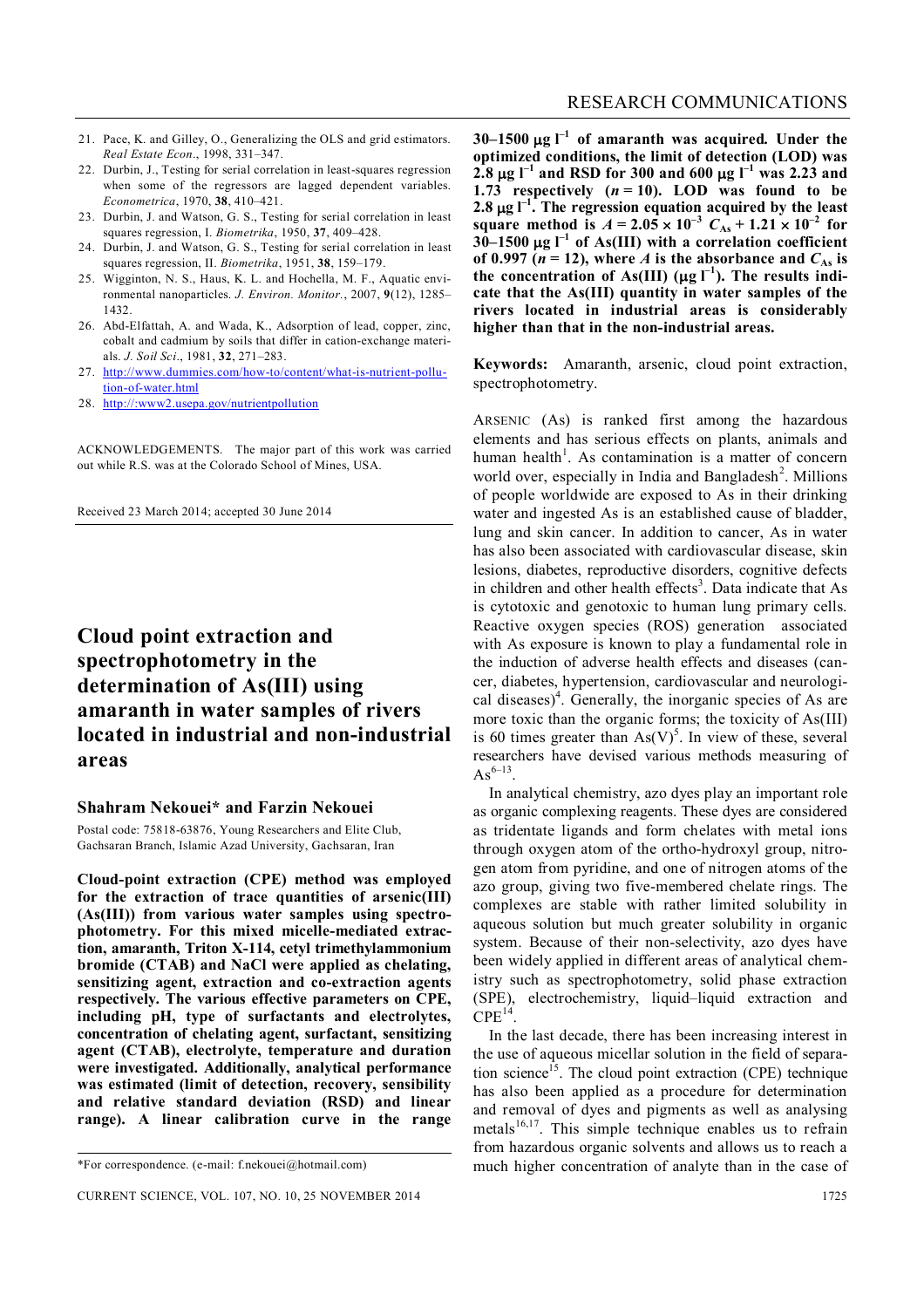21. Pace, K. and Gilley, O., Generalizing the OLS and grid estimators. *Real Estate Econ*., 1998, 331–347.
22. Durbin, J., Testing for serial correlation in least-squares regression when some of the regressors are lagged dependent variables. *Econometrica*, 1970, **38**, 410–421.
23. Durbin, J. and Watson, G. S., Testing for serial correlation in least squares regression, I. *Biometrika*, 1950, **37**, 409–428.
24. Durbin, J. and Watson, G. S., Testing for serial correlation in least squares regression, II. *Biometrika*, 1951, **38**, 159–179.
25. Wigginton, N. S., Haus, K. L. and Hochella, M. F., Aquatic environmental nanoparticles. *J. Environ. Monitor*., 2007, **9**(12), 1285–1432.
26. Abd-Elfattah, A. and Wada, K., Adsorption of lead, copper, zinc, cobalt and cadmium by soils that differ in cation-exchange materials. *J. Soil Sci*., 1981, **32**, 271–283.
27. http://www.dummies.com/how-to/content/what-is-nutrient-pollution-of-water.html
28. http://:www2.usepa.gov/nutrientpollution

ACKNOWLEDGEMENTS. The major part of this work was carried out while R.S. was at the Colorado School of Mines, USA.

Received 23 March 2014; accepted 30 June 2014

# Cloud point extraction and spectrophotometry in the determination of As(III) using amaranth in water samples of rivers located in industrial and non-industrial areas

**Shahram Nekouei* and Farzin Nekouei**

Postal code: 75818-63876, Young Researchers and Elite Club, Gachsaran Branch, Islamic Azad University, Gachsaran, Iran

**Cloud-point extraction (CPE) method was employed for the extraction of trace quantities of arsenic(III) (As(III)) from various water samples using spectrophotometry. For this mixed micelle-mediated extraction, amaranth, Triton X-114, cetyl trimethylammonium bromide (CTAB) and NaCl were applied as chelating, sensitizing agent, extraction and co-extraction agents respectively. The various effective parameters on CPE, including pH, type of surfactants and electrolytes, concentration of chelating agent, surfactant, sensitizing agent (CTAB), electrolyte, temperature and duration were investigated. Additionally, analytical performance was estimated (limit of detection, recovery, sensibility and relative standard deviation (RSD) and linear range). A linear calibration curve in the range 30–1500 μg $l^{-1}$ of amaranth was acquired. Under the optimized conditions, the limit of detection (LOD) was 2.8 μg $l^{-1}$ and RSD for 300 and 600 μg $l^{-1}$ was 2.23 and 1.73 respectively ($n = 10$). LOD was found to be 2.8 μg $l^{-1}$. The regression equation acquired by the least square method is $A = 2.05 \times 10^{-3}\ C_{As} + 1.21 \times 10^{-2}$ for 30–1500 μg $l^{-1}$ of As(III) with a correlation coefficient of 0.997 ($n = 12$), where $A$ is the absorbance and $C_{As}$ is the concentration of As(III) (μg $l^{-1}$). The results indicate that the As(III) quantity in water samples of the rivers located in industrial areas is considerably higher than that in the non-industrial areas.**

\*For correspondence. (e-mail: f.nekouei@hotmail.com)

**Keywords:** Amaranth, arsenic, cloud point extraction, spectrophotometry.

ARSENIC (As) is ranked first among the hazardous elements and has serious effects on plants, animals and human health[1]. As contamination is a matter of concern world over, especially in India and Bangladesh[2]. Millions of people worldwide are exposed to As in their drinking water and ingested As is an established cause of bladder, lung and skin cancer. In addition to cancer, As in water has also been associated with cardiovascular disease, skin lesions, diabetes, reproductive disorders, cognitive defects in children and other health effects[3]. Data indicate that As is cytotoxic and genotoxic to human lung primary cells. Reactive oxygen species (ROS) generation associated with As exposure is known to play a fundamental role in the induction of adverse health effects and diseases (cancer, diabetes, hypertension, cardiovascular and neurological diseases)[4]. Generally, the inorganic species of As are more toxic than the organic forms; the toxicity of As(III) is 60 times greater than As(V)[5]. In view of these, several researchers have devised various methods measuring of As[6–13].

In analytical chemistry, azo dyes play an important role as organic complexing reagents. These dyes are considered as tridentate ligands and form chelates with metal ions through oxygen atom of the ortho-hydroxyl group, nitrogen atom from pyridine, and one of nitrogen atoms of the azo group, giving two five-membered chelate rings. The complexes are stable with rather limited solubility in aqueous solution but much greater solubility in organic system. Because of their non-selectivity, azo dyes have been widely applied in different areas of analytical chemistry such as spectrophotometry, solid phase extraction (SPE), electrochemistry, liquid–liquid extraction and CPE[14].

In the last decade, there has been increasing interest in the use of aqueous micellar solution in the field of separation science[15]. The cloud point extraction (CPE) technique has also been applied as a procedure for determination and removal of dyes and pigments as well as analysing metals[16,17]. This simple technique enables us to refrain from hazardous organic solvents and allows us to reach a much higher concentration of analyte than in the case of